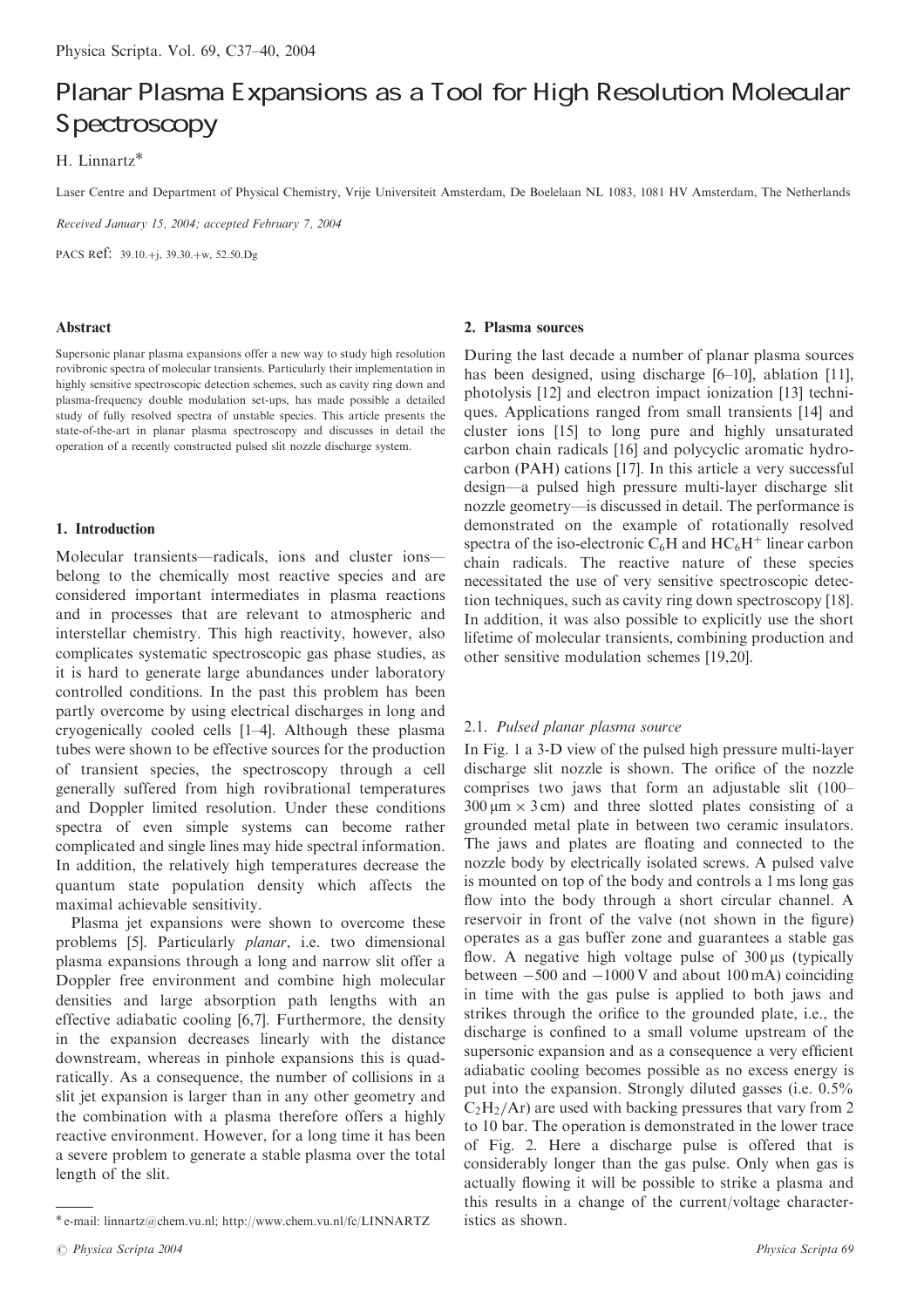# Planar Plasma Expansions as a Tool for High Resolution Molecular Spectroscopy

H. Linnartz*

Laser Centre and Department of Physical Chemistry, Vrije Universiteit Amsterdam, De Boelelaan NL 1083, 1081 HV Amsterdam, The Netherlands

*Received January 15, 2004; accepted February 7, 2004*

PACS Ref: 39.10.+j, 39.30.+w, 52.50.Dg

### Abstract

Supersonic planar plasma expansions offer a new way to study high resolution rovibronic spectra of molecular transients. Particularly their implementation in highly sensitive spectroscopic detection schemes, such as cavity ring down and plasma-frequency double modulation set-ups, has made possible a detailed study of fully resolved spectra of unstable species. This article presents the state-of-the-art in planar plasma spectroscopy and discusses in detail the operation of a recently constructed pulsed slit nozzle discharge system.

## 1. Introduction

Molecular transients—radicals, ions and cluster ions—belong to the chemically most reactive species and are considered important intermediates in plasma reactions and in processes that are relevant to atmospheric and interstellar chemistry. This high reactivity, however, also complicates systematic spectroscopic gas phase studies, as it is hard to generate large abundances under laboratory controlled conditions. In the past this problem has been partly overcome by using electrical discharges in long and cryogenically cooled cells [1–4]. Although these plasma tubes were shown to be effective sources for the production of transient species, the spectroscopy through a cell generally suffered from high rovibrational temperatures and Doppler limited resolution. Under these conditions spectra of even simple systems can become rather complicated and single lines may hide spectral information. In addition, the relatively high temperatures decrease the quantum state population density which affects the maximal achievable sensitivity.

Plasma jet expansions were shown to overcome these problems [5]. Particularly *planar*, i.e. two dimensional plasma expansions through a long and narrow slit offer a Doppler free environment and combine high molecular densities and large absorption path lengths with an effective adiabatic cooling [6,7]. Furthermore, the density in the expansion decreases linearly with the distance downstream, whereas in pinhole expansions this is quadratically. As a consequence, the number of collisions in a slit jet expansion is larger than in any other geometry and the combination with a plasma therefore offers a highly reactive environment. However, for a long time it has been a severe problem to generate a stable plasma over the total length of the slit.

## 2. Plasma sources

During the last decade a number of planar plasma sources has been designed, using discharge [6–10], ablation [11], photolysis [12] and electron impact ionization [13] techniques. Applications ranged from small transients [14] and cluster ions [15] to long pure and highly unsaturated carbon chain radicals [16] and polycyclic aromatic hydrocarbon (PAH) cations [17]. In this article a very successful design—a pulsed high pressure multi-layer discharge slit nozzle geometry—is discussed in detail. The performance is demonstrated on the example of rotationally resolved spectra of the iso-electronic $C_6H$ and $HC_6H^+$ linear carbon chain radicals. The reactive nature of these species necessitated the use of very sensitive spectroscopic detection techniques, such as cavity ring down spectroscopy [18]. In addition, it was also possible to explicitly use the short lifetime of molecular transients, combining production and other sensitive modulation schemes [19,20].

### 2.1. *Pulsed planar plasma source*

In Fig. 1 a 3-D view of the pulsed high pressure multi-layer discharge slit nozzle is shown. The orifice of the nozzle comprises two jaws that form an adjustable slit (100–300 μm × 3 cm) and three slotted plates consisting of a grounded metal plate in between two ceramic insulators. The jaws and plates are floating and connected to the nozzle body by electrically isolated screws. A pulsed valve is mounted on top of the body and controls a 1 ms long gas flow into the body through a short circular channel. A reservoir in front of the valve (not shown in the figure) operates as a gas buffer zone and guarantees a stable gas flow. A negative high voltage pulse of 300 μs (typically between −500 and −1000 V and about 100 mA) coinciding in time with the gas pulse is applied to both jaws and strikes through the orifice to the grounded plate, i.e., the discharge is confined to a small volume upstream of the supersonic expansion and as a consequence a very efficient adiabatic cooling becomes possible as no excess energy is put into the expansion. Strongly diluted gasses (i.e. 0.5% $C_2H_2$/Ar) are used with backing pressures that vary from 2 to 10 bar. The operation is demonstrated in the lower trace of Fig. 2. Here a discharge pulse is offered that is considerably longer than the gas pulse. Only when gas is actually flowing it will be possible to strike a plasma and this results in a change of the current/voltage characteristics as shown.

---

* e-mail: linnartz@chem.vu.nl; http://www.chem.vu.nl/fc/LINNARTZ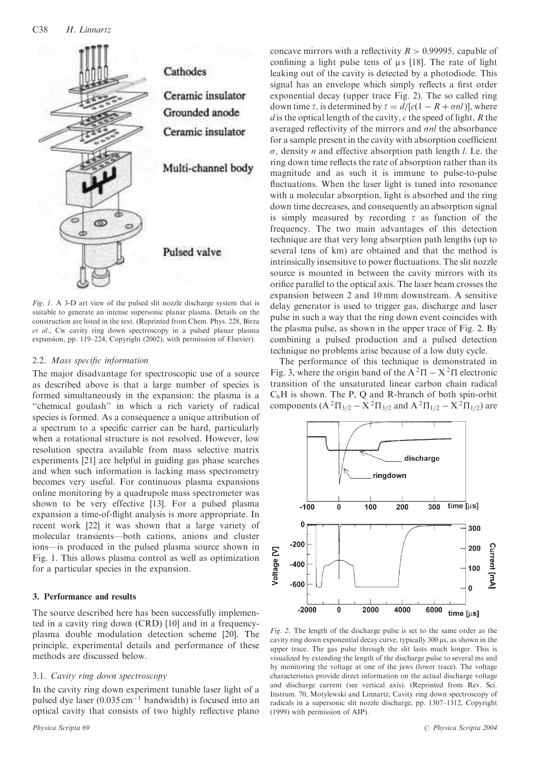Fig. 1. A 3-D art view of the pulsed slit nozzle discharge system that is suitable to generate an intense supersonic planar plasma. Details on the construction are listed in the text. (Reprinted from Chem. Phys. 228, Birza et al., Cw cavity ring down spectroscopy in a pulsed planar plasma expansion, pp. 119–224, Copyright (2002), with permission of Elsevier).

### 2.2. Mass specific information

The major disadvantage for spectroscopic use of a source as described above is that a large number of species is formed simultaneously in the expansion: the plasma is a "chemical goulash" in which a rich variety of radical species is formed. As a consequence a unique attribution of a spectrum to a specific carrier can be hard, particularly when a rotational structure is not resolved. However, low resolution spectra available from mass selective matrix experiments [21] are helpful in guiding gas phase searches and when such information is lacking mass spectrometry becomes very useful. For continuous plasma expansions online monitoring by a quadrupole mass spectrometer was shown to be very effective [13]. For a pulsed plasma expansion a time-of-flight analysis is more appropriate. In recent work [22] it was shown that a large variety of molecular transients—both cations, anions and cluster ions—is produced in the pulsed plasma source shown in Fig. 1. This allows plasma control as well as optimization for a particular species in the expansion.

## 3. Performance and results

The source described here has been successfully implemented in a cavity ring down (CRD) [10] and in a frequency-plasma double modulation detection scheme [20]. The principle, experimental details and performance of these methods are discussed below.

### 3.1. Cavity ring down spectroscopy

In the cavity ring down experiment tunable laser light of a pulsed dye laser ($0.035\,\mathrm{cm}^{-1}$ bandwidth) is focused into an optical cavity that consists of two highly reflective plano concave mirrors with a reflectivity $R > 0.99995$, capable of confining a light pulse tens of μs [18]. The rate of light leaking out of the cavity is detected by a photodiode. This signal has an envelope which simply reflects a first order exponential decay (upper trace Fig. 2). The so called ring down time $\tau$, is determined by $\tau = d/[c(1 - R + \sigma nl)]$, where $d$ is the optical length of the cavity, $c$ the speed of light, $R$ the averaged reflectivity of the mirrors and $\sigma nl$ the absorbance for a sample present in the cavity with absorption coefficient $\sigma$, density $n$ and effective absorption path length $l$. I.e. the ring down time reflects the rate of absorption rather than its magnitude and as such it is immune to pulse-to-pulse fluctuations. When the laser light is tuned into resonance with a molecular absorption, light is absorbed and the ring down time decreases, and consequently an absorption signal is simply measured by recording $\tau$ as function of the frequency. The two main advantages of this detection technique are that very long absorption path lengths (up to several tens of km) are obtained and that the method is intrinsically insensitive to power fluctuations. The slit nozzle source is mounted in between the cavity mirrors with its orifice parallel to the optical axis. The laser beam crosses the expansion between 2 and 10 mm downstream. A sensitive delay generator is used to trigger gas, discharge and laser pulse in such a way that the ring down event coincides with the plasma pulse, as shown in the upper trace of Fig. 2. By combining a pulsed production and a pulsed detection technique no problems arise because of a low duty cycle.

The performance of this technique is demonstrated in Fig. 3, where the origin band of the $A\,^2\Pi - X\,^2\Pi$ electronic transition of the unsaturated linear carbon chain radical $C_6H$ is shown. The P, Q and R-branch of both spin-orbit components ($A\,^2\Pi_{3/2} - X\,^2\Pi_{3/2}$ and $A\,^2\Pi_{1/2} - X\,^2\Pi_{1/2}$) are

Fig. 2. The length of the discharge pulse is set to the same order as the cavity ring down exponential decay curve, typically 300 μs, as shown in the upper trace. The gas pulse through the slit lasts much longer. This is visualized by extending the length of the discharge pulse to several ms and by monitoring the voltage at one of the jaws (lower trace). The voltage characteristics provide direct information on the actual discharge voltage and discharge current (see vertical axis). (Reprinted from Rev. Sci. Instrum. 70, Motylewski and Linnartz, Cavity ring down spectroscopy of radicals in a supersonic slit nozzle discharge, pp. 1307–1312, Copyright (1999) with permission of AIP).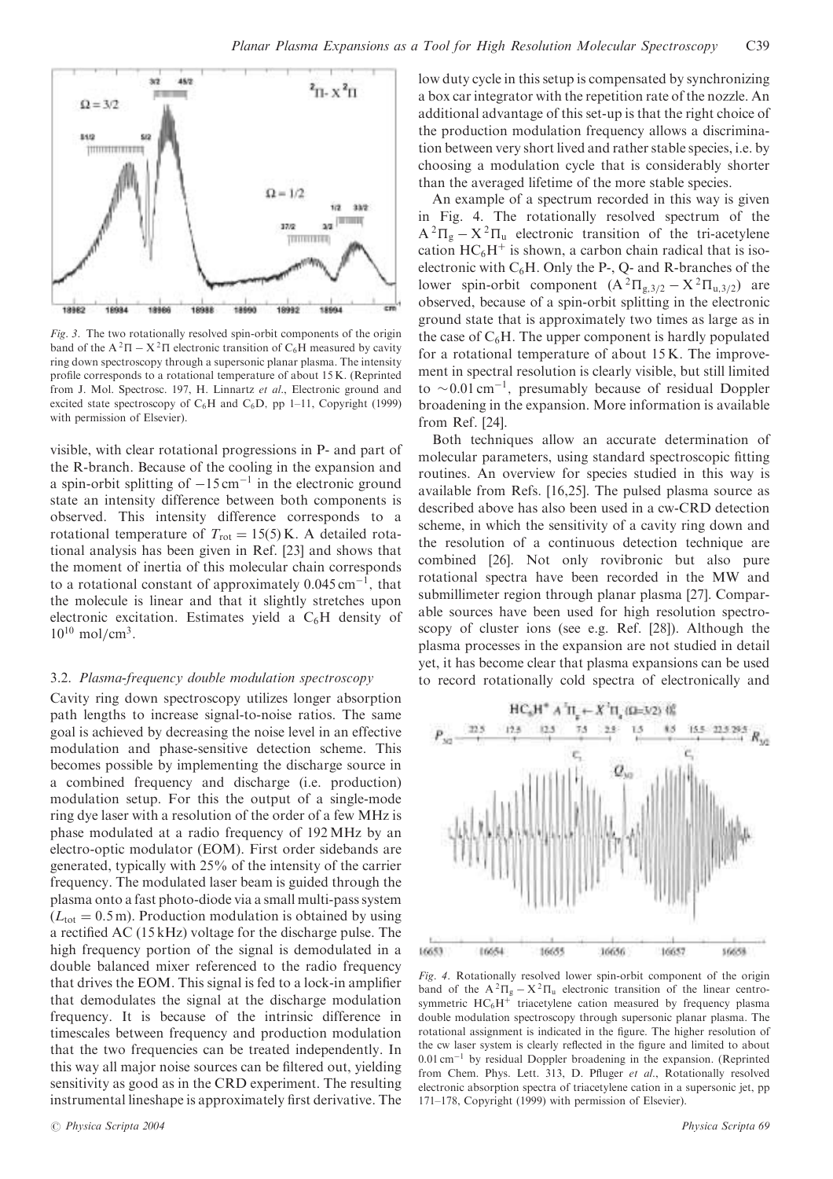Fig. 3. The two rotationally resolved spin-orbit components of the origin band of the $A\,^2\Pi - X\,^2\Pi$ electronic transition of $C_6H$ measured by cavity ring down spectroscopy through a supersonic planar plasma. The intensity profile corresponds to a rotational temperature of about 15 K. (Reprinted from J. Mol. Spectrosc. 197, H. Linnartz *et al.*, Electronic ground and excited state spectroscopy of $C_6H$ and $C_6D$, pp 1–11, Copyright (1999) with permission of Elsevier).

visible, with clear rotational progressions in P- and part of the R-branch. Because of the cooling in the expansion and a spin-orbit splitting of $-15\,\text{cm}^{-1}$ in the electronic ground state an intensity difference between both components is observed. This intensity difference corresponds to a rotational temperature of $T_{\text{rot}} = 15(5)$ K. A detailed rotational analysis has been given in Ref. [23] and shows that the moment of inertia of this molecular chain corresponds to a rotational constant of approximately $0.045\,\text{cm}^{-1}$, that the molecule is linear and that it slightly stretches upon electronic excitation. Estimates yield a $C_6H$ density of $10^{10}$ mol/cm$^3$.

### 3.2. *Plasma-frequency double modulation spectroscopy*

Cavity ring down spectroscopy utilizes longer absorption path lengths to increase signal-to-noise ratios. The same goal is achieved by decreasing the noise level in an effective modulation and phase-sensitive detection scheme. This becomes possible by implementing the discharge source in a combined frequency and discharge (i.e. production) modulation setup. For this the output of a single-mode ring dye laser with a resolution of the order of a few MHz is phase modulated at a radio frequency of 192 MHz by an electro-optic modulator (EOM). First order sidebands are generated, typically with 25% of the intensity of the carrier frequency. The modulated laser beam is guided through the plasma onto a fast photo-diode via a small multi-pass system ($L_{\text{tot}} = 0.5$ m). Production modulation is obtained by using a rectified AC (15 kHz) voltage for the discharge pulse. The high frequency portion of the signal is demodulated in a double balanced mixer referenced to the radio frequency that drives the EOM. This signal is fed to a lock-in amplifier that demodulates the signal at the discharge modulation frequency. It is because of the intrinsic difference in timescales between frequency and production modulation that the two frequencies can be treated independently. In this way all major noise sources can be filtered out, yielding sensitivity as good as in the CRD experiment. The resulting instrumental lineshape is approximately first derivative. The low duty cycle in this setup is compensated by synchronizing a box car integrator with the repetition rate of the nozzle. An additional advantage of this set-up is that the right choice of the production modulation frequency allows a discrimination between very short lived and rather stable species, i.e. by choosing a modulation cycle that is considerably shorter than the averaged lifetime of the more stable species.

An example of a spectrum recorded in this way is given in Fig. 4. The rotationally resolved spectrum of the $A\,^2\Pi_g - X\,^2\Pi_u$ electronic transition of the tri-acetylene cation $HC_6H^+$ is shown, a carbon chain radical that is isoelectronic with $C_6H$. Only the P-, Q- and R-branches of the lower spin-orbit component ($A\,^2\Pi_{g,3/2} - X\,^2\Pi_{u,3/2}$) are observed, because of a spin-orbit splitting in the electronic ground state that is approximately two times as large as in the case of $C_6H$. The upper component is hardly populated for a rotational temperature of about 15 K. The improvement in spectral resolution is clearly visible, but still limited to $\sim 0.01\,\text{cm}^{-1}$, presumably because of residual Doppler broadening in the expansion. More information is available from Ref. [24].

Both techniques allow an accurate determination of molecular parameters, using standard spectroscopic fitting routines. An overview for species studied in this way is available from Refs. [16,25]. The pulsed plasma source as described above has also been used in a cw-CRD detection scheme, in which the sensitivity of a cavity ring down and the resolution of a continuous detection technique are combined [26]. Not only rovibronic but also pure rotational spectra have been recorded in the MW and submillimeter region through planar plasma [27]. Comparable sources have been used for high resolution spectroscopy of cluster ions (see e.g. Ref. [28]). Although the plasma processes in the expansion are not studied in detail yet, it has become clear that plasma expansions can be used to record rotationally cold spectra of electronically and

Fig. 4. Rotationally resolved lower spin-orbit component of the origin band of the $A\,^2\Pi_g - X\,^2\Pi_u$ electronic transition of the linear centrosymmetric $HC_6H^+$ triacetylene cation measured by frequency plasma double modulation spectroscopy through supersonic planar plasma. The rotational assignment is indicated in the figure. The higher resolution of the cw laser system is clearly reflected in the figure and limited to about $0.01\,\text{cm}^{-1}$ by residual Doppler broadening in the expansion. (Reprinted from Chem. Phys. Lett. 313, D. Pfluger *et al.*, Rotationally resolved electronic absorption spectra of triacetylene cation in a supersonic jet, pp 171–178, Copyright (1999) with permission of Elsevier).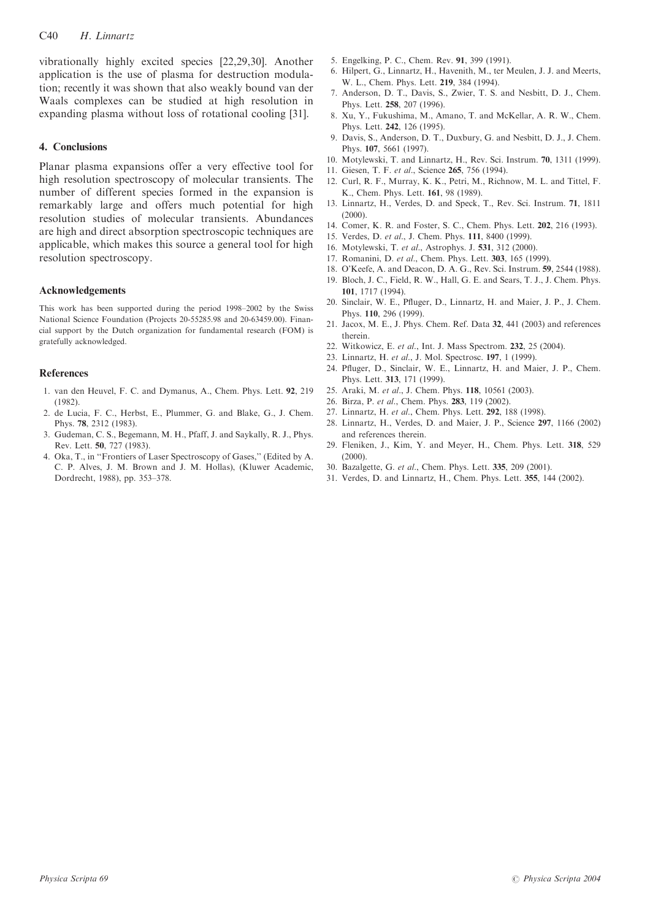vibrationally highly excited species [22,29,30]. Another application is the use of plasma for destruction modulation; recently it was shown that also weakly bound van der Waals complexes can be studied at high resolution in expanding plasma without loss of rotational cooling [31].

## 4. Conclusions

Planar plasma expansions offer a very effective tool for high resolution spectroscopy of molecular transients. The number of different species formed in the expansion is remarkably large and offers much potential for high resolution studies of molecular transients. Abundances are high and direct absorption spectroscopic techniques are applicable, which makes this source a general tool for high resolution spectroscopy.

### Acknowledgements

This work has been supported during the period 1998–2002 by the Swiss National Science Foundation (Projects 20-55285.98 and 20-63459.00). Financial support by the Dutch organization for fundamental research (FOM) is gratefully acknowledged.

### References

1. van den Heuvel, F. C. and Dymanus, A., Chem. Phys. Lett. **92**, 219 (1982).
2. de Lucia, F. C., Herbst, E., Plummer, G. and Blake, G., J. Chem. Phys. **78**, 2312 (1983).
3. Gudeman, C. S., Begemann, M. H., Pfaff, J. and Saykally, R. J., Phys. Rev. Lett. **50**, 727 (1983).
4. Oka, T., in "Frontiers of Laser Spectroscopy of Gases," (Edited by A. C. P. Alves, J. M. Brown and J. M. Hollas), (Kluwer Academic, Dordrecht, 1988), pp. 353–378.
5. Engelking, P. C., Chem. Rev. **91**, 399 (1991).
6. Hilpert, G., Linnartz, H., Havenith, M., ter Meulen, J. J. and Meerts, W. L., Chem. Phys. Lett. **219**, 384 (1994).
7. Anderson, D. T., Davis, S., Zwier, T. S. and Nesbitt, D. J., Chem. Phys. Lett. **258**, 207 (1996).
8. Xu, Y., Fukushima, M., Amano, T. and McKellar, A. R. W., Chem. Phys. Lett. **242**, 126 (1995).
9. Davis, S., Anderson, D. T., Duxbury, G. and Nesbitt, D. J., J. Chem. Phys. **107**, 5661 (1997).
10. Motylewski, T. and Linnartz, H., Rev. Sci. Instrum. **70**, 1311 (1999).
11. Giesen, T. F. *et al*., Science **265**, 756 (1994).
12. Curl, R. F., Murray, K. K., Petri, M., Richnow, M. L. and Tittel, F. K., Chem. Phys. Lett. **161**, 98 (1989).
13. Linnartz, H., Verdes, D. and Speck, T., Rev. Sci. Instrum. **71**, 1811 (2000).
14. Comer, K. R. and Foster, S. C., Chem. Phys. Lett. **202**, 216 (1993).
15. Verdes, D. *et al*., J. Chem. Phys. **111**, 8400 (1999).
16. Motylewski, T. *et al*., Astrophys. J. **531**, 312 (2000).
17. Romanini, D. *et al*., Chem. Phys. Lett. **303**, 165 (1999).
18. O'Keefe, A. and Deacon, D. A. G., Rev. Sci. Instrum. **59**, 2544 (1988).
19. Bloch, J. C., Field, R. W., Hall, G. E. and Sears, T. J., J. Chem. Phys. **101**, 1717 (1994).
20. Sinclair, W. E., Pfluger, D., Linnartz, H. and Maier, J. P., J. Chem. Phys. **110**, 296 (1999).
21. Jacox, M. E., J. Phys. Chem. Ref. Data **32**, 441 (2003) and references therein.
22. Witkowicz, E. *et al*., Int. J. Mass Spectrom. **232**, 25 (2004).
23. Linnartz, H. *et al*., J. Mol. Spectrosc. **197**, 1 (1999).
24. Pfluger, D., Sinclair, W. E., Linnartz, H. and Maier, J. P., Chem. Phys. Lett. **313**, 171 (1999).
25. Araki, M. *et al*., J. Chem. Phys. **118**, 10561 (2003).
26. Birza, P. *et al*., Chem. Phys. **283**, 119 (2002).
27. Linnartz, H. *et al*., Chem. Phys. Lett. **292**, 188 (1998).
28. Linnartz, H., Verdes, D. and Maier, J. P., Science **297**, 1166 (2002) and references therein.
29. Fleniken, J., Kim, Y. and Meyer, H., Chem. Phys. Lett. **318**, 529 (2000).
30. Bazalgette, G. *et al*., Chem. Phys. Lett. **335**, 209 (2001).
31. Verdes, D. and Linnartz, H., Chem. Phys. Lett. **355**, 144 (2002).